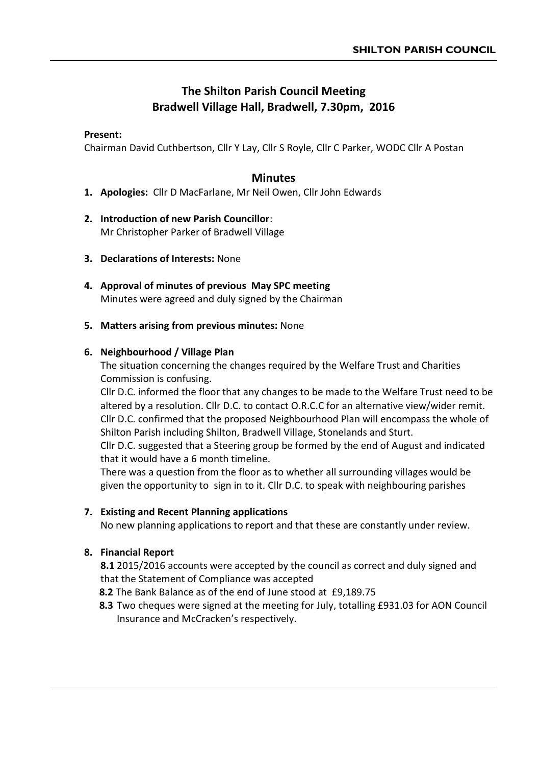# The Shilton Parish Council Meeting
## Bradwell Village Hall, Bradwell, 7.30pm, 2016

**Present:**

Chairman David Cuthbertson, Cllr Y Lay, Cllr S Royle, Cllr C Parker, WODC Cllr A Postan

## Minutes

1. **Apologies:** Cllr D MacFarlane, Mr Neil Owen, Cllr John Edwards

2. **Introduction of new Parish Councillor**:
   Mr Christopher Parker of Bradwell Village

3. **Declarations of Interests:** None

4. **Approval of minutes of previous May SPC meeting**
   Minutes were agreed and duly signed by the Chairman

5. **Matters arising from previous minutes:** None

6. **Neighbourhood / Village Plan**
   The situation concerning the changes required by the Welfare Trust and Charities Commission is confusing.
   Cllr D.C. informed the floor that any changes to be made to the Welfare Trust need to be altered by a resolution. Cllr D.C. to contact O.R.C.C for an alternative view/wider remit.
   Cllr D.C. confirmed that the proposed Neighbourhood Plan will encompass the whole of Shilton Parish including Shilton, Bradwell Village, Stonelands and Sturt.
   Cllr D.C. suggested that a Steering group be formed by the end of August and indicated that it would have a 6 month timeline.
   There was a question from the floor as to whether all surrounding villages would be given the opportunity to sign in to it. Cllr D.C. to speak with neighbouring parishes

7. **Existing and Recent Planning applications**
   No new planning applications to report and that these are constantly under review.

8. **Financial Report**
   **8.1** 2015/2016 accounts were accepted by the council as correct and duly signed and that the Statement of Compliance was accepted
   **8.2** The Bank Balance as of the end of June stood at £9,189.75
   **8.3** Two cheques were signed at the meeting for July, totalling £931.03 for AON Council Insurance and McCracken's respectively.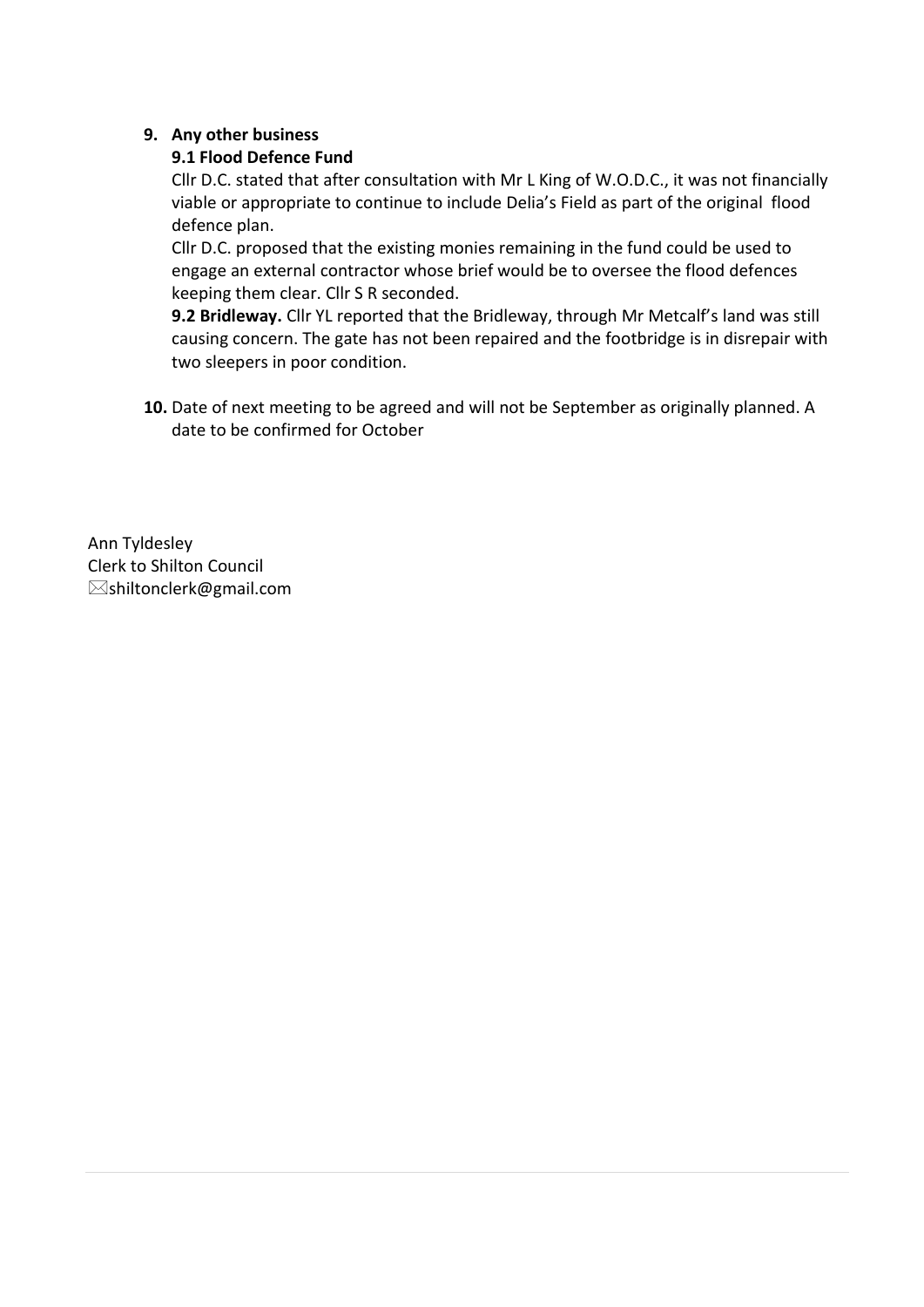9. **Any other business**

   **9.1 Flood Defence Fund**

   Cllr D.C. stated that after consultation with Mr L King of W.O.D.C., it was not financially viable or appropriate to continue to include Delia's Field as part of the original flood defence plan.

   Cllr D.C. proposed that the existing monies remaining in the fund could be used to engage an external contractor whose brief would be to oversee the flood defences keeping them clear. Cllr S R seconded.

   **9.2 Bridleway.** Cllr YL reported that the Bridleway, through Mr Metcalf's land was still causing concern. The gate has not been repaired and the footbridge is in disrepair with two sleepers in poor condition.

10. Date of next meeting to be agreed and will not be September as originally planned. A date to be confirmed for October

Ann Tyldesley
Clerk to Shilton Council
✉shiltonclerk@gmail.com